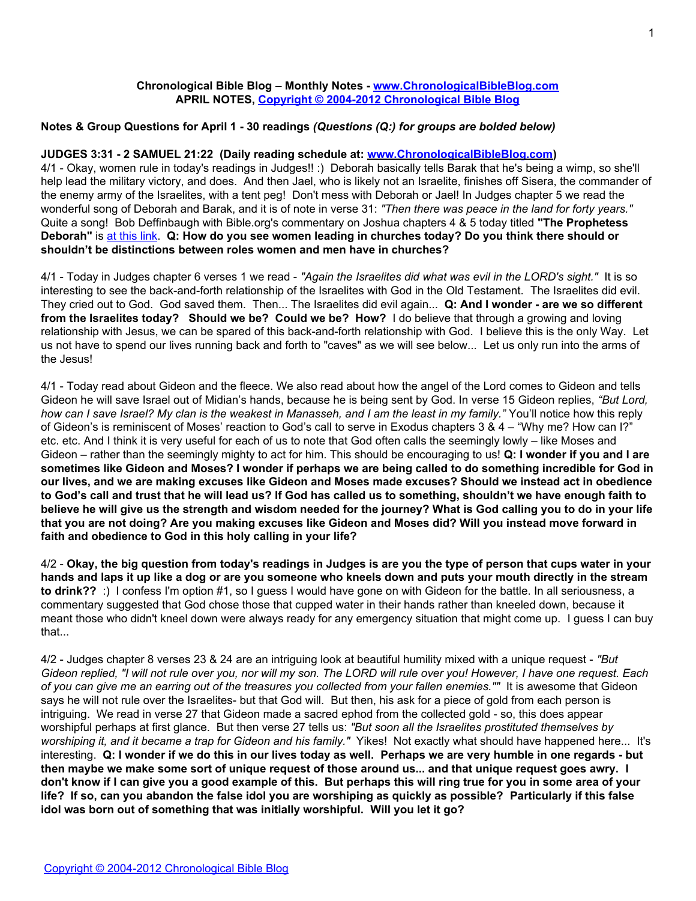**Chronological Bible Blog – Monthly Notes - [www.ChronologicalBibleBlog.com](www.ChronologicalBibleBlog.com)**
**APRIL NOTES, Copyright © 2004-2012 Chronological Bible Blog**

**Notes & Group Questions for April 1 - 30 readings** ***(Questions (Q:) for groups are bolded below)***

**JUDGES 3:31 - 2 SAMUEL 21:22 (Daily reading schedule at: [www.ChronologicalBibleBlog.com](www.ChronologicalBibleBlog.com))**

4/1 - Okay, women rule in today's readings in Judges!! :) Deborah basically tells Barak that he's being a wimp, so she'll help lead the military victory, and does. And then Jael, who is likely not an Israelite, finishes off Sisera, the commander of the enemy army of the Israelites, with a tent peg! Don't mess with Deborah or Jael! In Judges chapter 5 we read the wonderful song of Deborah and Barak, and it is of note in verse 31: *"Then there was peace in the land for forty years."* Quite a song! Bob Deffinbaugh with Bible.org's commentary on Joshua chapters 4 & 5 today titled **"The Prophetess Deborah"** is at this link. **Q: How do you see women leading in churches today? Do you think there should or shouldn't be distinctions between roles women and men have in churches?**

4/1 - Today in Judges chapter 6 verses 1 we read - *"Again the Israelites did what was evil in the LORD's sight."* It is so interesting to see the back-and-forth relationship of the Israelites with God in the Old Testament. The Israelites did evil. They cried out to God. God saved them. Then... The Israelites did evil again... **Q: And I wonder - are we so different from the Israelites today? Should we be? Could we be? How?** I do believe that through a growing and loving relationship with Jesus, we can be spared of this back-and-forth relationship with God. I believe this is the only Way. Let us not have to spend our lives running back and forth to "caves" as we will see below... Let us only run into the arms of the Jesus!

4/1 - Today read about Gideon and the fleece. We also read about how the angel of the Lord comes to Gideon and tells Gideon he will save Israel out of Midian's hands, because he is being sent by God. In verse 15 Gideon replies, *"But Lord, how can I save Israel? My clan is the weakest in Manasseh, and I am the least in my family."* You'll notice how this reply of Gideon's is reminiscent of Moses' reaction to God's call to serve in Exodus chapters 3 & 4 – "Why me? How can I?" etc. etc. And I think it is very useful for each of us to note that God often calls the seemingly lowly – like Moses and Gideon – rather than the seemingly mighty to act for him. This should be encouraging to us! **Q: I wonder if you and I are sometimes like Gideon and Moses? I wonder if perhaps we are being called to do something incredible for God in our lives, and we are making excuses like Gideon and Moses made excuses? Should we instead act in obedience to God's call and trust that he will lead us? If God has called us to something, shouldn't we have enough faith to believe he will give us the strength and wisdom needed for the journey? What is God calling you to do in your life that you are not doing? Are you making excuses like Gideon and Moses did? Will you instead move forward in faith and obedience to God in this holy calling in your life?**

4/2 - **Okay, the big question from today's readings in Judges is are you the type of person that cups water in your hands and laps it up like a dog or are you someone who kneels down and puts your mouth directly in the stream to drink??** :) I confess I'm option #1, so I guess I would have gone on with Gideon for the battle. In all seriousness, a commentary suggested that God chose those that cupped water in their hands rather than kneeled down, because it meant those who didn't kneel down were always ready for any emergency situation that might come up. I guess I can buy that...

4/2 - Judges chapter 8 verses 23 & 24 are an intriguing look at beautiful humility mixed with a unique request - *"But Gideon replied, "I will not rule over you, nor will my son. The LORD will rule over you! However, I have one request. Each of you can give me an earring out of the treasures you collected from your fallen enemies.""* It is awesome that Gideon says he will not rule over the Israelites- but that God will. But then, his ask for a piece of gold from each person is intriguing. We read in verse 27 that Gideon made a sacred ephod from the collected gold - so, this does appear worshipful perhaps at first glance. But then verse 27 tells us: *"But soon all the Israelites prostituted themselves by worshiping it, and it became a trap for Gideon and his family."* Yikes! Not exactly what should have happened here... It's interesting. **Q: I wonder if we do this in our lives today as well. Perhaps we are very humble in one regards - but then maybe we make some sort of unique request of those around us... and that unique request goes awry. I don't know if I can give you a good example of this. But perhaps this will ring true for you in some area of your life? If so, can you abandon the false idol you are worshiping as quickly as possible? Particularly if this false idol was born out of something that was initially worshipful. Will you let it go?**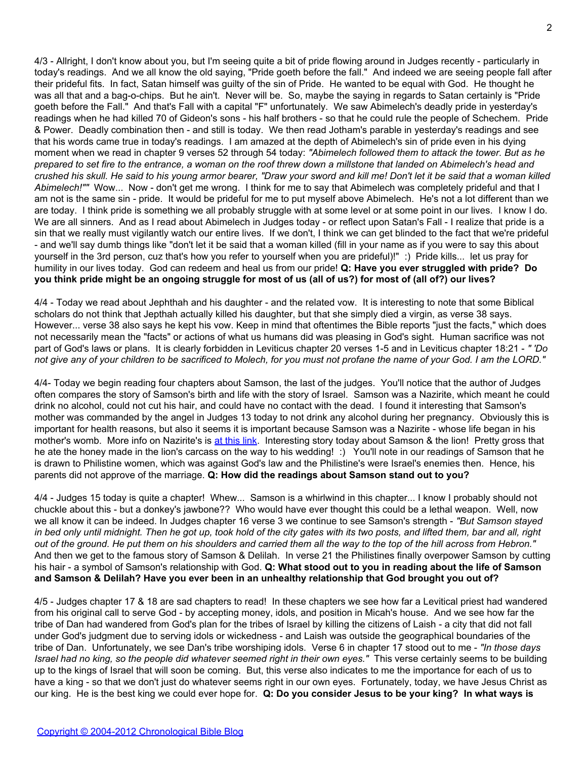4/3 - Allright, I don't know about you, but I'm seeing quite a bit of pride flowing around in Judges recently - particularly in today's readings. And we all know the old saying, "Pride goeth before the fall." And indeed we are seeing people fall after their prideful fits. In fact, Satan himself was guilty of the sin of Pride. He wanted to be equal with God. He thought he was all that and a bag-o-chips. But he ain't. Never will be. So, maybe the saying in regards to Satan certainly is "Pride goeth before the Fall." And that's Fall with a capital "F" unfortunately. We saw Abimelech's deadly pride in yesterday's readings when he had killed 70 of Gideon's sons - his half brothers - so that he could rule the people of Schechem. Pride & Power. Deadly combination then - and still is today. We then read Jotham's parable in yesterday's readings and see that his words came true in today's readings. I am amazed at the depth of Abimelech's sin of pride even in his dying moment when we read in chapter 9 verses 52 through 54 today: *"Abimelech followed them to attack the tower. But as he prepared to set fire to the entrance, a woman on the roof threw down a millstone that landed on Abimelech's head and crushed his skull. He said to his young armor bearer, "Draw your sword and kill me! Don't let it be said that a woman killed Abimelech!""* Wow... Now - don't get me wrong. I think for me to say that Abimelech was completely prideful and that I am not is the same sin - pride. It would be prideful for me to put myself above Abimelech. He's not a lot different than we are today. I think pride is something we all probably struggle with at some level or at some point in our lives. I know I do. We are all sinners. And as I read about Abimelech in Judges today - or reflect upon Satan's Fall - I realize that pride is a sin that we really must vigilantly watch our entire lives. If we don't, I think we can get blinded to the fact that we're prideful - and we'll say dumb things like "don't let it be said that a woman killed (fill in your name as if you were to say this about yourself in the 3rd person, cuz that's how you refer to yourself when you are prideful)!" :) Pride kills... let us pray for humility in our lives today. God can redeem and heal us from our pride! **Q: Have you ever struggled with pride? Do you think pride might be an ongoing struggle for most of us (all of us?) for most of (all of?) our lives?**

4/4 - Today we read about Jephthah and his daughter - and the related vow. It is interesting to note that some Biblical scholars do not think that Jepthah actually killed his daughter, but that she simply died a virgin, as verse 38 says. However... verse 38 also says he kept his vow. Keep in mind that oftentimes the Bible reports "just the facts," which does not necessarily mean the "facts" or actions of what us humans did was pleasing in God's sight. Human sacrifice was not part of God's laws or plans. It is clearly forbidden in Leviticus chapter 20 verses 1-5 and in Leviticus chapter 18:21 - *" 'Do not give any of your children to be sacrificed to Molech, for you must not profane the name of your God. I am the LORD."*

4/4- Today we begin reading four chapters about Samson, the last of the judges. You'll notice that the author of Judges often compares the story of Samson's birth and life with the story of Israel. Samson was a Nazirite, which meant he could drink no alcohol, could not cut his hair, and could have no contact with the dead. I found it interesting that Samson's mother was commanded by the angel in Judges 13 today to not drink any alcohol during her pregnancy. Obviously this is important for health reasons, but also it seems it is important because Samson was a Nazirite - whose life began in his mother's womb. More info on Nazirite's is [at this link](). Interesting story today about Samson & the lion! Pretty gross that he ate the honey made in the lion's carcass on the way to his wedding! :) You'll note in our readings of Samson that he is drawn to Philistine women, which was against God's law and the Philistine's were Israel's enemies then. Hence, his parents did not approve of the marriage. **Q: How did the readings about Samson stand out to you?**

4/4 - Judges 15 today is quite a chapter! Whew... Samson is a whirlwind in this chapter... I know I probably should not chuckle about this - but a donkey's jawbone?? Who would have ever thought this could be a lethal weapon. Well, now we all know it can be indeed. In Judges chapter 16 verse 3 we continue to see Samson's strength - *"But Samson stayed in bed only until midnight. Then he got up, took hold of the city gates with its two posts, and lifted them, bar and all, right out of the ground. He put them on his shoulders and carried them all the way to the top of the hill across from Hebron."* And then we get to the famous story of Samson & Delilah. In verse 21 the Philistines finally overpower Samson by cutting his hair - a symbol of Samson's relationship with God. **Q: What stood out to you in reading about the life of Samson and Samson & Delilah? Have you ever been in an unhealthy relationship that God brought you out of?**

4/5 - Judges chapter 17 & 18 are sad chapters to read! In these chapters we see how far a Levitical priest had wandered from his original call to serve God - by accepting money, idols, and position in Micah's house. And we see how far the tribe of Dan had wandered from God's plan for the tribes of Israel by killing the citizens of Laish - a city that did not fall under God's judgment due to serving idols or wickedness - and Laish was outside the geographical boundaries of the tribe of Dan. Unfortunately, we see Dan's tribe worshiping idols. Verse 6 in chapter 17 stood out to me - *"In those days Israel had no king, so the people did whatever seemed right in their own eyes."* This verse certainly seems to be building up to the kings of Israel that will soon be coming. But, this verse also indicates to me the importance for each of us to have a king - so that we don't just do whatever seems right in our own eyes. Fortunately, today, we have Jesus Christ as our king. He is the best king we could ever hope for. **Q: Do you consider Jesus to be your king? In what ways is**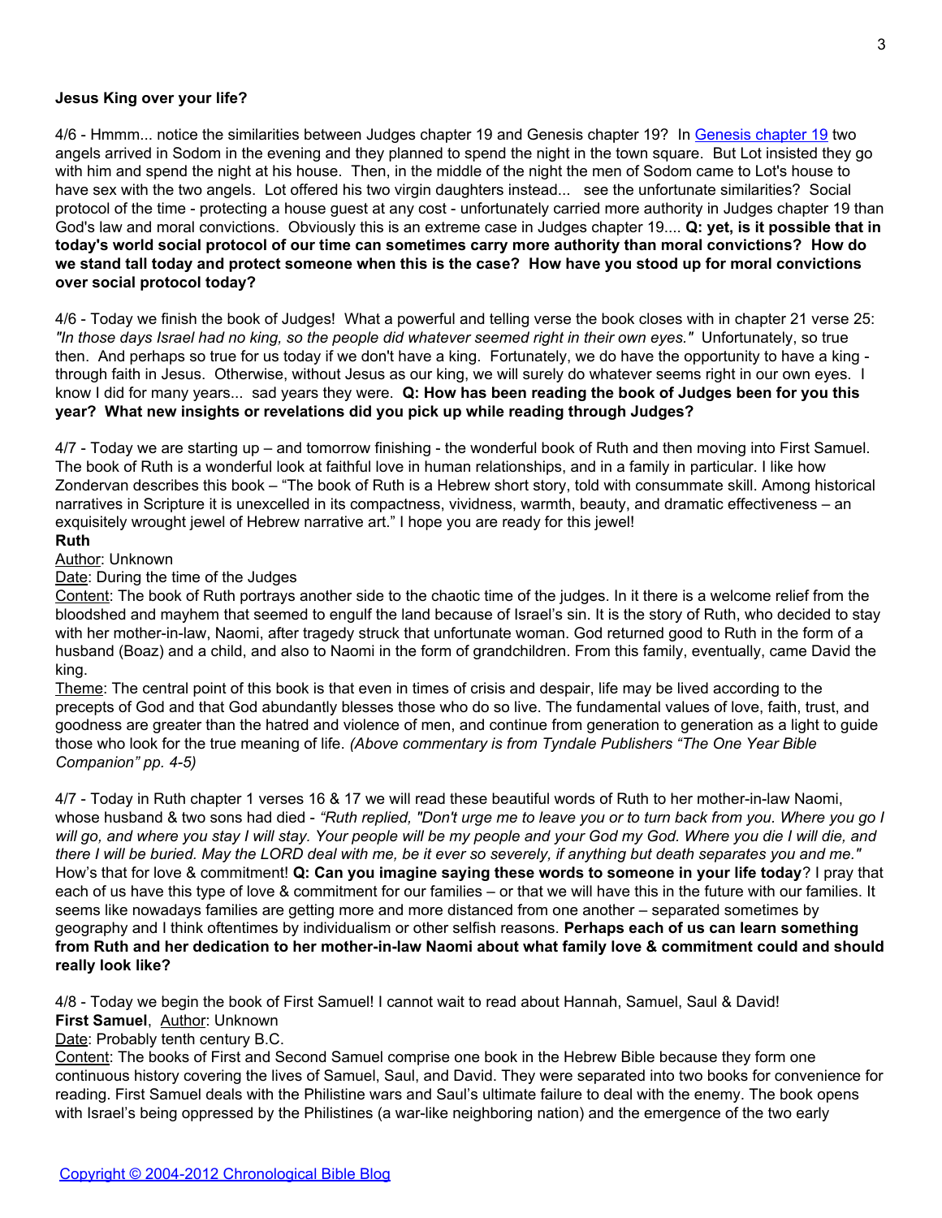**Jesus King over your life?**

4/6 - Hmmm... notice the similarities between Judges chapter 19 and Genesis chapter 19? In Genesis chapter 19 two angels arrived in Sodom in the evening and they planned to spend the night in the town square. But Lot insisted they go with him and spend the night at his house. Then, in the middle of the night the men of Sodom came to Lot's house to have sex with the two angels. Lot offered his two virgin daughters instead... see the unfortunate similarities? Social protocol of the time - protecting a house guest at any cost - unfortunately carried more authority in Judges chapter 19 than God's law and moral convictions. Obviously this is an extreme case in Judges chapter 19.... **Q: yet, is it possible that in today's world social protocol of our time can sometimes carry more authority than moral convictions? How do we stand tall today and protect someone when this is the case? How have you stood up for moral convictions over social protocol today?**

4/6 - Today we finish the book of Judges! What a powerful and telling verse the book closes with in chapter 21 verse 25: *"In those days Israel had no king, so the people did whatever seemed right in their own eyes."* Unfortunately, so true then. And perhaps so true for us today if we don't have a king. Fortunately, we do have the opportunity to have a king - through faith in Jesus. Otherwise, without Jesus as our king, we will surely do whatever seems right in our own eyes. I know I did for many years... sad years they were. **Q: How has been reading the book of Judges been for you this year? What new insights or revelations did you pick up while reading through Judges?**

4/7 - Today we are starting up – and tomorrow finishing - the wonderful book of Ruth and then moving into First Samuel. The book of Ruth is a wonderful look at faithful love in human relationships, and in a family in particular. I like how Zondervan describes this book – "The book of Ruth is a Hebrew short story, told with consummate skill. Among historical narratives in Scripture it is unexcelled in its compactness, vividness, warmth, beauty, and dramatic effectiveness – an exquisitely wrought jewel of Hebrew narrative art." I hope you are ready for this jewel!

**Ruth**

Author: Unknown

Date: During the time of the Judges

Content: The book of Ruth portrays another side to the chaotic time of the judges. In it there is a welcome relief from the bloodshed and mayhem that seemed to engulf the land because of Israel's sin. It is the story of Ruth, who decided to stay with her mother-in-law, Naomi, after tragedy struck that unfortunate woman. God returned good to Ruth in the form of a husband (Boaz) and a child, and also to Naomi in the form of grandchildren. From this family, eventually, came David the king.

Theme: The central point of this book is that even in times of crisis and despair, life may be lived according to the precepts of God and that God abundantly blesses those who do so live. The fundamental values of love, faith, trust, and goodness are greater than the hatred and violence of men, and continue from generation to generation as a light to guide those who look for the true meaning of life. *(Above commentary is from Tyndale Publishers "The One Year Bible Companion" pp. 4-5)*

4/7 - Today in Ruth chapter 1 verses 16 & 17 we will read these beautiful words of Ruth to her mother-in-law Naomi, whose husband & two sons had died - *"Ruth replied, "Don't urge me to leave you or to turn back from you. Where you go I will go, and where you stay I will stay. Your people will be my people and your God my God. Where you die I will die, and there I will be buried. May the LORD deal with me, be it ever so severely, if anything but death separates you and me."* How's that for love & commitment! **Q: Can you imagine saying these words to someone in your life today**? I pray that each of us have this type of love & commitment for our families – or that we will have this in the future with our families. It seems like nowadays families are getting more and more distanced from one another – separated sometimes by geography and I think oftentimes by individualism or other selfish reasons. **Perhaps each of us can learn something from Ruth and her dedication to her mother-in-law Naomi about what family love & commitment could and should really look like?**

4/8 - Today we begin the book of First Samuel! I cannot wait to read about Hannah, Samuel, Saul & David!

**First Samuel**, Author: Unknown

Date: Probably tenth century B.C.

Content: The books of First and Second Samuel comprise one book in the Hebrew Bible because they form one continuous history covering the lives of Samuel, Saul, and David. They were separated into two books for convenience for reading. First Samuel deals with the Philistine wars and Saul's ultimate failure to deal with the enemy. The book opens with Israel's being oppressed by the Philistines (a war-like neighboring nation) and the emergence of the two early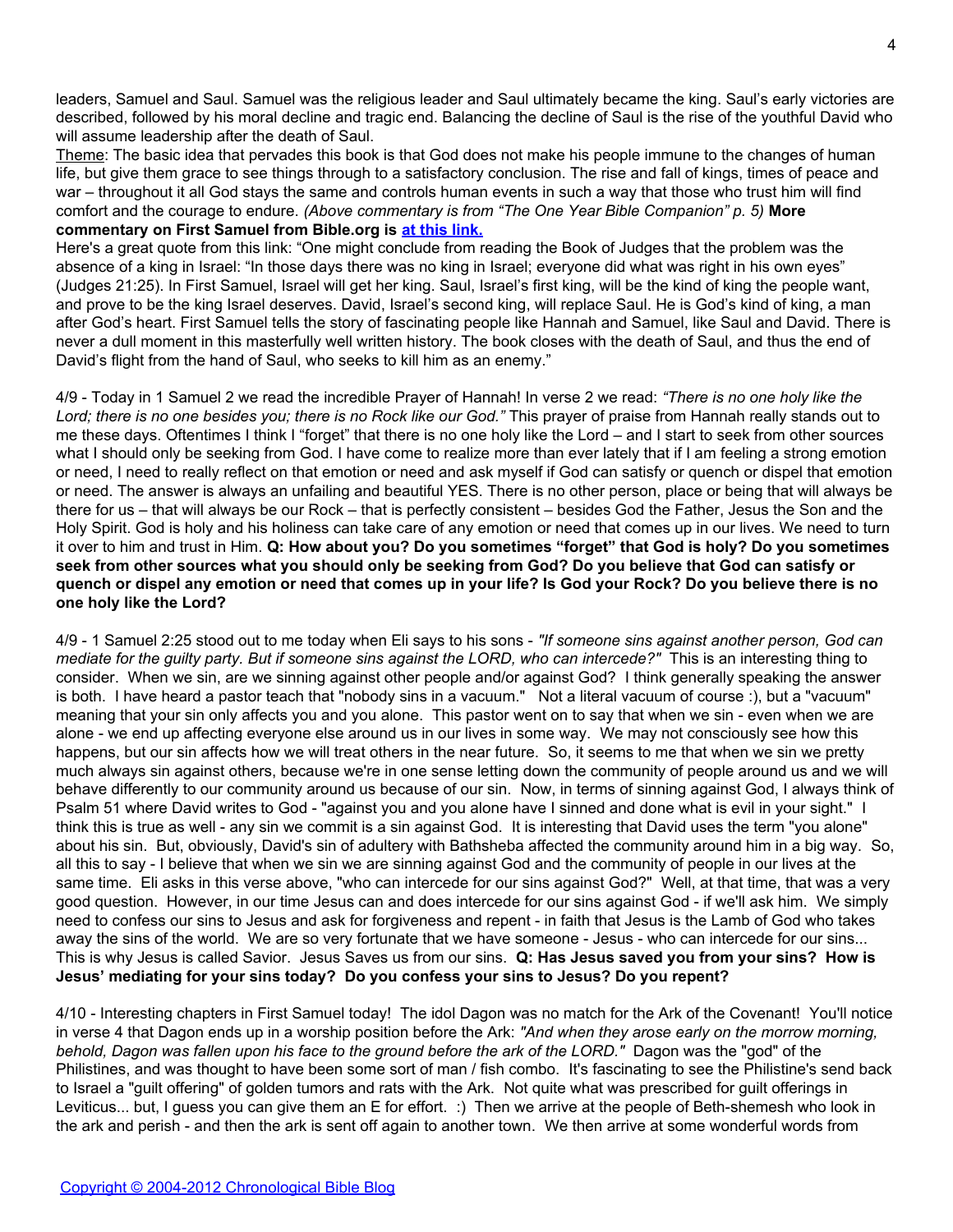leaders, Samuel and Saul. Samuel was the religious leader and Saul ultimately became the king. Saul's early victories are described, followed by his moral decline and tragic end. Balancing the decline of Saul is the rise of the youthful David who will assume leadership after the death of Saul.

Theme: The basic idea that pervades this book is that God does not make his people immune to the changes of human life, but give them grace to see things through to a satisfactory conclusion. The rise and fall of kings, times of peace and war – throughout it all God stays the same and controls human events in such a way that those who trust him will find comfort and the courage to endure. *(Above commentary is from "The One Year Bible Companion" p. 5)* **More commentary on First Samuel from Bible.org is [at this link.](#)**

Here's a great quote from this link: "One might conclude from reading the Book of Judges that the problem was the absence of a king in Israel: "In those days there was no king in Israel; everyone did what was right in his own eyes" (Judges 21:25). In First Samuel, Israel will get her king. Saul, Israel's first king, will be the kind of king the people want, and prove to be the king Israel deserves. David, Israel's second king, will replace Saul. He is God's kind of king, a man after God's heart. First Samuel tells the story of fascinating people like Hannah and Samuel, like Saul and David. There is never a dull moment in this masterfully well written history. The book closes with the death of Saul, and thus the end of David's flight from the hand of Saul, who seeks to kill him as an enemy."

4/9 - Today in 1 Samuel 2 we read the incredible Prayer of Hannah! In verse 2 we read: *"There is no one holy like the Lord; there is no one besides you; there is no Rock like our God."* This prayer of praise from Hannah really stands out to me these days. Oftentimes I think I "forget" that there is no one holy like the Lord – and I start to seek from other sources what I should only be seeking from God. I have come to realize more than ever lately that if I am feeling a strong emotion or need, I need to really reflect on that emotion or need and ask myself if God can satisfy or quench or dispel that emotion or need. The answer is always an unfailing and beautiful YES. There is no other person, place or being that will always be there for us – that will always be our Rock – that is perfectly consistent – besides God the Father, Jesus the Son and the Holy Spirit. God is holy and his holiness can take care of any emotion or need that comes up in our lives. We need to turn it over to him and trust in Him. **Q: How about you? Do you sometimes "forget" that God is holy? Do you sometimes seek from other sources what you should only be seeking from God? Do you believe that God can satisfy or quench or dispel any emotion or need that comes up in your life? Is God your Rock? Do you believe there is no one holy like the Lord?**

4/9 - 1 Samuel 2:25 stood out to me today when Eli says to his sons - *"If someone sins against another person, God can mediate for the guilty party. But if someone sins against the LORD, who can intercede?"* This is an interesting thing to consider. When we sin, are we sinning against other people and/or against God? I think generally speaking the answer is both. I have heard a pastor teach that "nobody sins in a vacuum." Not a literal vacuum of course :), but a "vacuum" meaning that your sin only affects you and you alone. This pastor went on to say that when we sin - even when we are alone - we end up affecting everyone else around us in our lives in some way. We may not consciously see how this happens, but our sin affects how we will treat others in the near future. So, it seems to me that when we sin we pretty much always sin against others, because we're in one sense letting down the community of people around us and we will behave differently to our community around us because of our sin. Now, in terms of sinning against God, I always think of Psalm 51 where David writes to God - "against you and you alone have I sinned and done what is evil in your sight." I think this is true as well - any sin we commit is a sin against God. It is interesting that David uses the term "you alone" about his sin. But, obviously, David's sin of adultery with Bathsheba affected the community around him in a big way. So, all this to say - I believe that when we sin we are sinning against God and the community of people in our lives at the same time. Eli asks in this verse above, "who can intercede for our sins against God?" Well, at that time, that was a very good question. However, in our time Jesus can and does intercede for our sins against God - if we'll ask him. We simply need to confess our sins to Jesus and ask for forgiveness and repent - in faith that Jesus is the Lamb of God who takes away the sins of the world. We are so very fortunate that we have someone - Jesus - who can intercede for our sins... This is why Jesus is called Savior. Jesus Saves us from our sins. **Q: Has Jesus saved you from your sins? How is Jesus' mediating for your sins today? Do you confess your sins to Jesus? Do you repent?**

4/10 - Interesting chapters in First Samuel today! The idol Dagon was no match for the Ark of the Covenant! You'll notice in verse 4 that Dagon ends up in a worship position before the Ark: *"And when they arose early on the morrow morning, behold, Dagon was fallen upon his face to the ground before the ark of the LORD."* Dagon was the "god" of the Philistines, and was thought to have been some sort of man / fish combo. It's fascinating to see the Philistine's send back to Israel a "guilt offering" of golden tumors and rats with the Ark. Not quite what was prescribed for guilt offerings in Leviticus... but, I guess you can give them an E for effort. :) Then we arrive at the people of Beth-shemesh who look in the ark and perish - and then the ark is sent off again to another town. We then arrive at some wonderful words from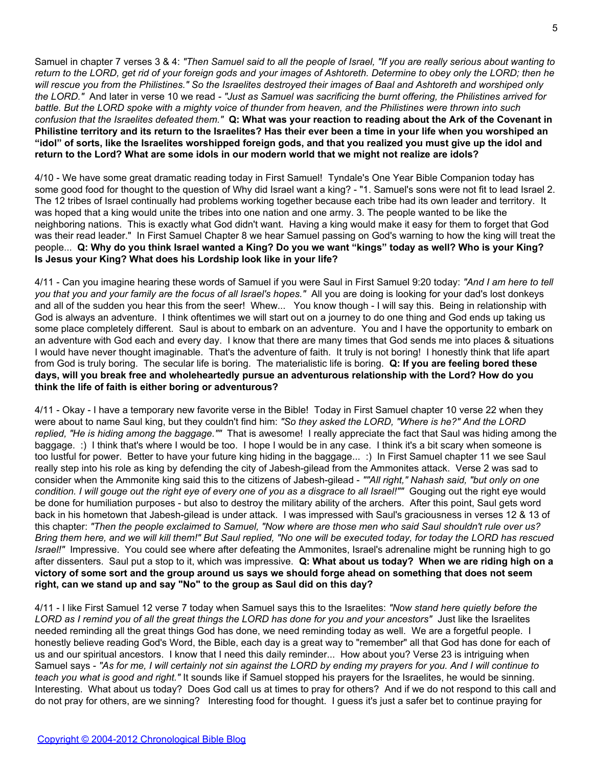Samuel in chapter 7 verses 3 & 4: *"Then Samuel said to all the people of Israel, "If you are really serious about wanting to return to the LORD, get rid of your foreign gods and your images of Ashtoreth. Determine to obey only the LORD; then he will rescue you from the Philistines." So the Israelites destroyed their images of Baal and Ashtoreth and worshiped only the LORD."* And later in verse 10 we read - *"Just as Samuel was sacrificing the burnt offering, the Philistines arrived for battle. But the LORD spoke with a mighty voice of thunder from heaven, and the Philistines were thrown into such confusion that the Israelites defeated them."* **Q: What was your reaction to reading about the Ark of the Covenant in Philistine territory and its return to the Israelites? Has their ever been a time in your life when you worshiped an "idol" of sorts, like the Israelites worshipped foreign gods, and that you realized you must give up the idol and return to the Lord? What are some idols in our modern world that we might not realize are idols?**

4/10 - We have some great dramatic reading today in First Samuel! Tyndale's One Year Bible Companion today has some good food for thought to the question of Why did Israel want a king? - "1. Samuel's sons were not fit to lead Israel 2. The 12 tribes of Israel continually had problems working together because each tribe had its own leader and territory. It was hoped that a king would unite the tribes into one nation and one army. 3. The people wanted to be like the neighboring nations. This is exactly what God didn't want. Having a king would make it easy for them to forget that God was their read leader." In First Samuel Chapter 8 we hear Samuel passing on God's warning to how the king will treat the people... **Q: Why do you think Israel wanted a King? Do you we want "kings" today as well? Who is your King? Is Jesus your King? What does his Lordship look like in your life?**

4/11 - Can you imagine hearing these words of Samuel if you were Saul in First Samuel 9:20 today: *"And I am here to tell you that you and your family are the focus of all Israel's hopes."* All you are doing is looking for your dad's lost donkeys and all of the sudden you hear this from the seer! Whew... You know though - I will say this. Being in relationship with God is always an adventure. I think oftentimes we will start out on a journey to do one thing and God ends up taking us some place completely different. Saul is about to embark on an adventure. You and I have the opportunity to embark on an adventure with God each and every day. I know that there are many times that God sends me into places & situations I would have never thought imaginable. That's the adventure of faith. It truly is not boring! I honestly think that life apart from God is truly boring. The secular life is boring. The materialistic life is boring. **Q: If you are feeling bored these days, will you break free and wholeheartedly pursue an adventurous relationship with the Lord? How do you think the life of faith is either boring or adventurous?**

4/11 - Okay - I have a temporary new favorite verse in the Bible! Today in First Samuel chapter 10 verse 22 when they were about to name Saul king, but they couldn't find him: *"So they asked the LORD, "Where is he?" And the LORD replied, "He is hiding among the baggage.""* That is awesome! I really appreciate the fact that Saul was hiding among the baggage. :) I think that's where I would be too. I hope I would be in any case. I think it's a bit scary when someone is too lustful for power. Better to have your future king hiding in the baggage... :) In First Samuel chapter 11 we see Saul really step into his role as king by defending the city of Jabesh-gilead from the Ammonites attack. Verse 2 was sad to consider when the Ammonite king said this to the citizens of Jabesh-gilead - *""All right," Nahash said, "but only on one condition. I will gouge out the right eye of every one of you as a disgrace to all Israel!""* Gouging out the right eye would be done for humiliation purposes - but also to destroy the military ability of the archers. After this point, Saul gets word back in his hometown that Jabesh-gilead is under attack. I was impressed with Saul's graciousness in verses 12 & 13 of this chapter: *"Then the people exclaimed to Samuel, "Now where are those men who said Saul shouldn't rule over us? Bring them here, and we will kill them!" But Saul replied, "No one will be executed today, for today the LORD has rescued Israel!"* Impressive. You could see where after defeating the Ammonites, Israel's adrenaline might be running high to go after dissenters. Saul put a stop to it, which was impressive. **Q: What about us today? When we are riding high on a victory of some sort and the group around us says we should forge ahead on something that does not seem right, can we stand up and say "No" to the group as Saul did on this day?**

4/11 - I like First Samuel 12 verse 7 today when Samuel says this to the Israelites: *"Now stand here quietly before the LORD as I remind you of all the great things the LORD has done for you and your ancestors"* Just like the Israelites needed reminding all the great things God has done, we need reminding today as well. We are a forgetful people. I honestly believe reading God's Word, the Bible, each day is a great way to "remember" all that God has done for each of us and our spiritual ancestors. I know that I need this daily reminder... How about you? Verse 23 is intriguing when Samuel says - *"As for me, I will certainly not sin against the LORD by ending my prayers for you. And I will continue to teach you what is good and right."* It sounds like if Samuel stopped his prayers for the Israelites, he would be sinning. Interesting. What about us today? Does God call us at times to pray for others? And if we do not respond to this call and do not pray for others, are we sinning? Interesting food for thought. I guess it's just a safer bet to continue praying for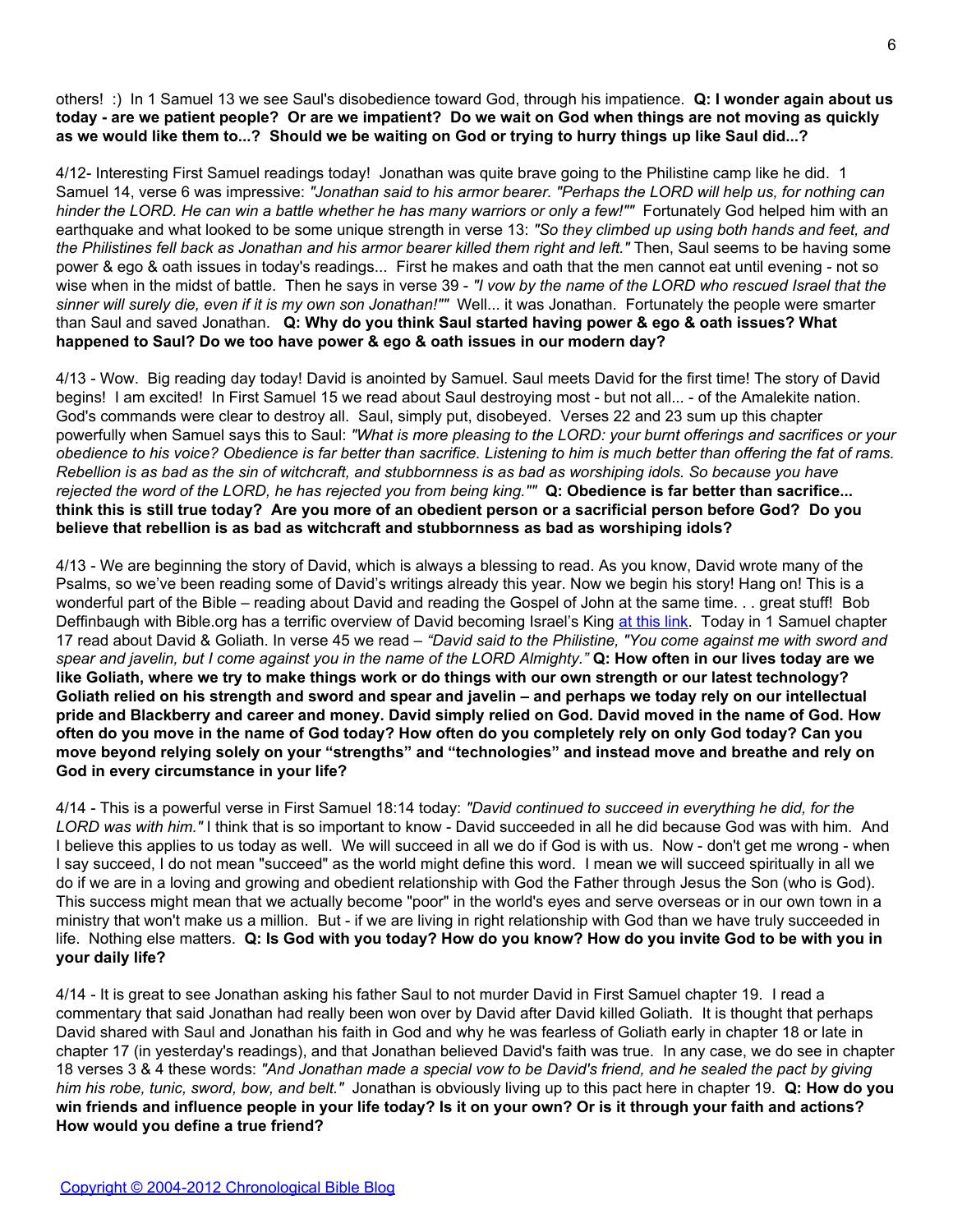others! :) In 1 Samuel 13 we see Saul's disobedience toward God, through his impatience. **Q: I wonder again about us today - are we patient people? Or are we impatient? Do we wait on God when things are not moving as quickly as we would like them to...? Should we be waiting on God or trying to hurry things up like Saul did...?**

4/12- Interesting First Samuel readings today! Jonathan was quite brave going to the Philistine camp like he did. 1 Samuel 14, verse 6 was impressive: *"Jonathan said to his armor bearer. "Perhaps the LORD will help us, for nothing can hinder the LORD. He can win a battle whether he has many warriors or only a few!""* Fortunately God helped him with an earthquake and what looked to be some unique strength in verse 13: *"So they climbed up using both hands and feet, and the Philistines fell back as Jonathan and his armor bearer killed them right and left."* Then, Saul seems to be having some power & ego & oath issues in today's readings... First he makes and oath that the men cannot eat until evening - not so wise when in the midst of battle. Then he says in verse 39 - *"I vow by the name of the LORD who rescued Israel that the sinner will surely die, even if it is my own son Jonathan!""* Well... it was Jonathan. Fortunately the people were smarter than Saul and saved Jonathan. **Q: Why do you think Saul started having power & ego & oath issues? What happened to Saul? Do we too have power & ego & oath issues in our modern day?**

4/13 - Wow. Big reading day today! David is anointed by Samuel. Saul meets David for the first time! The story of David begins! I am excited! In First Samuel 15 we read about Saul destroying most - but not all... - of the Amalekite nation. God's commands were clear to destroy all. Saul, simply put, disobeyed. Verses 22 and 23 sum up this chapter powerfully when Samuel says this to Saul: *"What is more pleasing to the LORD: your burnt offerings and sacrifices or your obedience to his voice? Obedience is far better than sacrifice. Listening to him is much better than offering the fat of rams. Rebellion is as bad as the sin of witchcraft, and stubbornness is as bad as worshiping idols. So because you have rejected the word of the LORD, he has rejected you from being king.""* **Q: Obedience is far better than sacrifice... think this is still true today? Are you more of an obedient person or a sacrificial person before God? Do you believe that rebellion is as bad as witchcraft and stubbornness as bad as worshiping idols?**

4/13 - We are beginning the story of David, which is always a blessing to read. As you know, David wrote many of the Psalms, so we've been reading some of David's writings already this year. Now we begin his story! Hang on! This is a wonderful part of the Bible – reading about David and reading the Gospel of John at the same time. . . great stuff! Bob Deffinbaugh with Bible.org has a terrific overview of David becoming Israel's King at this link. Today in 1 Samuel chapter 17 read about David & Goliath. In verse 45 we read – *"David said to the Philistine, "You come against me with sword and spear and javelin, but I come against you in the name of the LORD Almighty."* **Q: How often in our lives today are we like Goliath, where we try to make things work or do things with our own strength or our latest technology? Goliath relied on his strength and sword and spear and javelin – and perhaps we today rely on our intellectual pride and Blackberry and career and money. David simply relied on God. David moved in the name of God. How often do you move in the name of God today? How often do you completely rely on only God today? Can you move beyond relying solely on your "strengths" and "technologies" and instead move and breathe and rely on God in every circumstance in your life?**

4/14 - This is a powerful verse in First Samuel 18:14 today: *"David continued to succeed in everything he did, for the LORD was with him."* I think that is so important to know - David succeeded in all he did because God was with him. And I believe this applies to us today as well. We will succeed in all we do if God is with us. Now - don't get me wrong - when I say succeed, I do not mean "succeed" as the world might define this word. I mean we will succeed spiritually in all we do if we are in a loving and growing and obedient relationship with God the Father through Jesus the Son (who is God). This success might mean that we actually become "poor" in the world's eyes and serve overseas or in our own town in a ministry that won't make us a million. But - if we are living in right relationship with God than we have truly succeeded in life. Nothing else matters. **Q: Is God with you today? How do you know? How do you invite God to be with you in your daily life?**

4/14 - It is great to see Jonathan asking his father Saul to not murder David in First Samuel chapter 19. I read a commentary that said Jonathan had really been won over by David after David killed Goliath. It is thought that perhaps David shared with Saul and Jonathan his faith in God and why he was fearless of Goliath early in chapter 18 or late in chapter 17 (in yesterday's readings), and that Jonathan believed David's faith was true. In any case, we do see in chapter 18 verses 3 & 4 these words: *"And Jonathan made a special vow to be David's friend, and he sealed the pact by giving him his robe, tunic, sword, bow, and belt."* Jonathan is obviously living up to this pact here in chapter 19. **Q: How do you win friends and influence people in your life today? Is it on your own? Or is it through your faith and actions? How would you define a true friend?**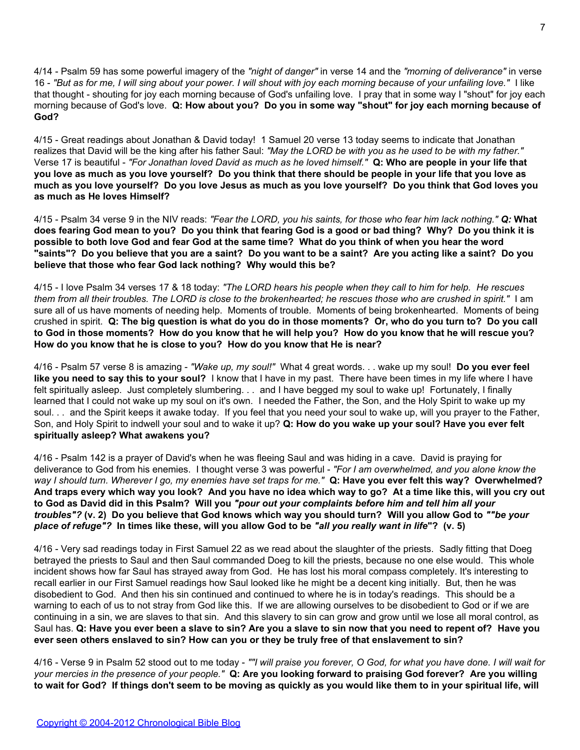4/14 - Psalm 59 has some powerful imagery of the *"night of danger"* in verse 14 and the *"morning of deliverance"* in verse 16 - *"But as for me, I will sing about your power. I will shout with joy each morning because of your unfailing love."* I like that thought - shouting for joy each morning because of God's unfailing love. I pray that in some way I "shout" for joy each morning because of God's love. **Q: How about you? Do you in some way "shout" for joy each morning because of God?**

4/15 - Great readings about Jonathan & David today! 1 Samuel 20 verse 13 today seems to indicate that Jonathan realizes that David will be the king after his father Saul: *"May the LORD be with you as he used to be with my father."* Verse 17 is beautiful - *"For Jonathan loved David as much as he loved himself."* **Q: Who are people in your life that you love as much as you love yourself? Do you think that there should be people in your life that you love as much as you love yourself? Do you love Jesus as much as you love yourself? Do you think that God loves you as much as He loves Himself?**

4/15 - Psalm 34 verse 9 in the NIV reads: *"Fear the LORD, you his saints, for those who fear him lack nothing." **Q:*** **What does fearing God mean to you? Do you think that fearing God is a good or bad thing? Why? Do you think it is possible to both love God and fear God at the same time? What do you think of when you hear the word "saints"? Do you believe that you are a saint? Do you want to be a saint? Are you acting like a saint? Do you believe that those who fear God lack nothing? Why would this be?**

4/15 - I love Psalm 34 verses 17 & 18 today: *"The LORD hears his people when they call to him for help. He rescues them from all their troubles. The LORD is close to the brokenhearted; he rescues those who are crushed in spirit."* I am sure all of us have moments of needing help. Moments of trouble. Moments of being brokenhearted. Moments of being crushed in spirit. **Q: The big question is what do you do in those moments? Or, who do you turn to? Do you call to God in those moments? How do you know that he will help you? How do you know that he will rescue you? How do you know that he is close to you? How do you know that He is near?**

4/16 - Psalm 57 verse 8 is amazing - *"Wake up, my soul!"* What 4 great words. . . wake up my soul! **Do you ever feel like you need to say this to your soul?** I know that I have in my past. There have been times in my life where I have felt spiritually asleep. Just completely slumbering. . . and I have begged my soul to wake up! Fortunately, I finally learned that I could not wake up my soul on it's own. I needed the Father, the Son, and the Holy Spirit to wake up my soul. . . and the Spirit keeps it awake today. If you feel that you need your soul to wake up, will you prayer to the Father, Son, and Holy Spirit to indwell your soul and to wake it up? **Q: How do you wake up your soul? Have you ever felt spiritually asleep? What awakens you?**

4/16 - Psalm 142 is a prayer of David's when he was fleeing Saul and was hiding in a cave. David is praying for deliverance to God from his enemies. I thought verse 3 was powerful - *"For I am overwhelmed, and you alone know the way I should turn. Wherever I go, my enemies have set traps for me."* **Q: Have you ever felt this way? Overwhelmed? And traps every which way you look? And you have no idea which way to go? At a time like this, will you cry out to God as David did in this Psalm? Will you *"pour out your complaints before him and tell him all your troubles"?* (v. 2) Do you believe that God knows which way you should turn? Will you allow God to *""be your place of refuge"?* In times like these, will you allow God to be *"all you really want in life*"? (v. 5)**

4/16 - Very sad readings today in First Samuel 22 as we read about the slaughter of the priests. Sadly fitting that Doeg betrayed the priests to Saul and then Saul commanded Doeg to kill the priests, because no one else would. This whole incident shows how far Saul has strayed away from God. He has lost his moral compass completely. It's interesting to recall earlier in our First Samuel readings how Saul looked like he might be a decent king initially. But, then he was disobedient to God. And then his sin continued and continued to where he is in today's readings. This should be a warning to each of us to not stray from God like this. If we are allowing ourselves to be disobedient to God or if we are continuing in a sin, we are slaves to that sin. And this slavery to sin can grow and grow until we lose all moral control, as Saul has. **Q: Have you ever been a slave to sin? Are you a slave to sin now that you need to repent of? Have you ever seen others enslaved to sin? How can you or they be truly free of that enslavement to sin?**

4/16 - Verse 9 in Psalm 52 stood out to me today - *""I will praise you forever, O God, for what you have done. I will wait for your mercies in the presence of your people."* **Q: Are you looking forward to praising God forever? Are you willing to wait for God? If things don't seem to be moving as quickly as you would like them to in your spiritual life, will**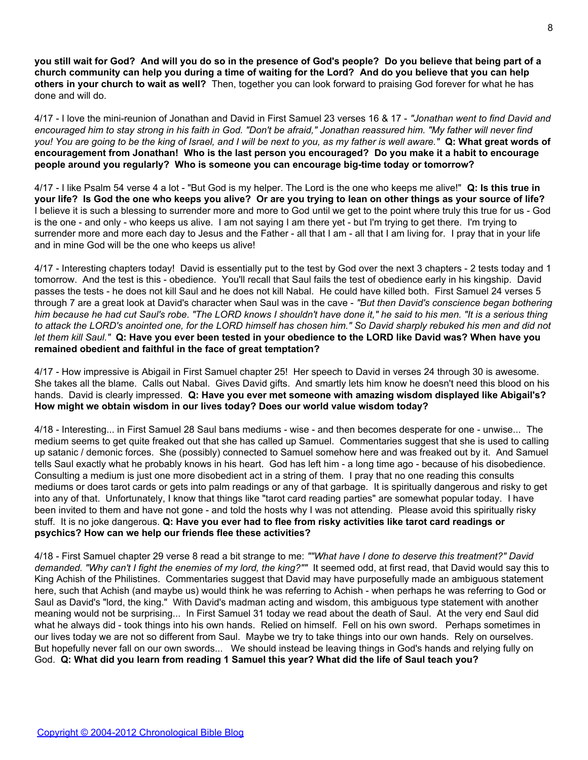**you still wait for God? And will you do so in the presence of God's people? Do you believe that being part of a church community can help you during a time of waiting for the Lord? And do you believe that you can help others in your church to wait as well?** Then, together you can look forward to praising God forever for what he has done and will do.

4/17 - I love the mini-reunion of Jonathan and David in First Samuel 23 verses 16 & 17 - *"Jonathan went to find David and encouraged him to stay strong in his faith in God. "Don't be afraid," Jonathan reassured him. "My father will never find you! You are going to be the king of Israel, and I will be next to you, as my father is well aware."* **Q: What great words of encouragement from Jonathan! Who is the last person you encouraged? Do you make it a habit to encourage people around you regularly? Who is someone you can encourage big-time today or tomorrow?**

4/17 - I like Psalm 54 verse 4 a lot - "But God is my helper. The Lord is the one who keeps me alive!" **Q: Is this true in your life? Is God the one who keeps you alive? Or are you trying to lean on other things as your source of life?** I believe it is such a blessing to surrender more and more to God until we get to the point where truly this true for us - God is the one - and only - who keeps us alive. I am not saying I am there yet - but I'm trying to get there. I'm trying to surrender more and more each day to Jesus and the Father - all that I am - all that I am living for. I pray that in your life and in mine God will be the one who keeps us alive!

4/17 - Interesting chapters today! David is essentially put to the test by God over the next 3 chapters - 2 tests today and 1 tomorrow. And the test is this - obedience. You'll recall that Saul fails the test of obedience early in his kingship. David passes the tests - he does not kill Saul and he does not kill Nabal. He could have killed both. First Samuel 24 verses 5 through 7 are a great look at David's character when Saul was in the cave - *"But then David's conscience began bothering him because he had cut Saul's robe. "The LORD knows I shouldn't have done it," he said to his men. "It is a serious thing to attack the LORD's anointed one, for the LORD himself has chosen him." So David sharply rebuked his men and did not let them kill Saul."* **Q: Have you ever been tested in your obedience to the LORD like David was? When have you remained obedient and faithful in the face of great temptation?**

4/17 - How impressive is Abigail in First Samuel chapter 25! Her speech to David in verses 24 through 30 is awesome. She takes all the blame. Calls out Nabal. Gives David gifts. And smartly lets him know he doesn't need this blood on his hands. David is clearly impressed. **Q: Have you ever met someone with amazing wisdom displayed like Abigail's? How might we obtain wisdom in our lives today? Does our world value wisdom today?**

4/18 - Interesting... in First Samuel 28 Saul bans mediums - wise - and then becomes desperate for one - unwise... The medium seems to get quite freaked out that she has called up Samuel. Commentaries suggest that she is used to calling up satanic / demonic forces. She (possibly) connected to Samuel somehow here and was freaked out by it. And Samuel tells Saul exactly what he probably knows in his heart. God has left him - a long time ago - because of his disobedience. Consulting a medium is just one more disobedient act in a string of them. I pray that no one reading this consults mediums or does tarot cards or gets into palm readings or any of that garbage. It is spiritually dangerous and risky to get into any of that. Unfortunately, I know that things like "tarot card reading parties" are somewhat popular today. I have been invited to them and have not gone - and told the hosts why I was not attending. Please avoid this spiritually risky stuff. It is no joke dangerous. **Q: Have you ever had to flee from risky activities like tarot card readings or psychics? How can we help our friends flee these activities?**

4/18 - First Samuel chapter 29 verse 8 read a bit strange to me: *""What have I done to deserve this treatment?" David demanded. "Why can't I fight the enemies of my lord, the king?""* It seemed odd, at first read, that David would say this to King Achish of the Philistines. Commentaries suggest that David may have purposefully made an ambiguous statement here, such that Achish (and maybe us) would think he was referring to Achish - when perhaps he was referring to God or Saul as David's "lord, the king." With David's madman acting and wisdom, this ambiguous type statement with another meaning would not be surprising... In First Samuel 31 today we read about the death of Saul. At the very end Saul did what he always did - took things into his own hands. Relied on himself. Fell on his own sword. Perhaps sometimes in our lives today we are not so different from Saul. Maybe we try to take things into our own hands. Rely on ourselves. But hopefully never fall on our own swords... We should instead be leaving things in God's hands and relying fully on God. **Q: What did you learn from reading 1 Samuel this year? What did the life of Saul teach you?**

Copyright © 2004-2012 Chronological Bible Blog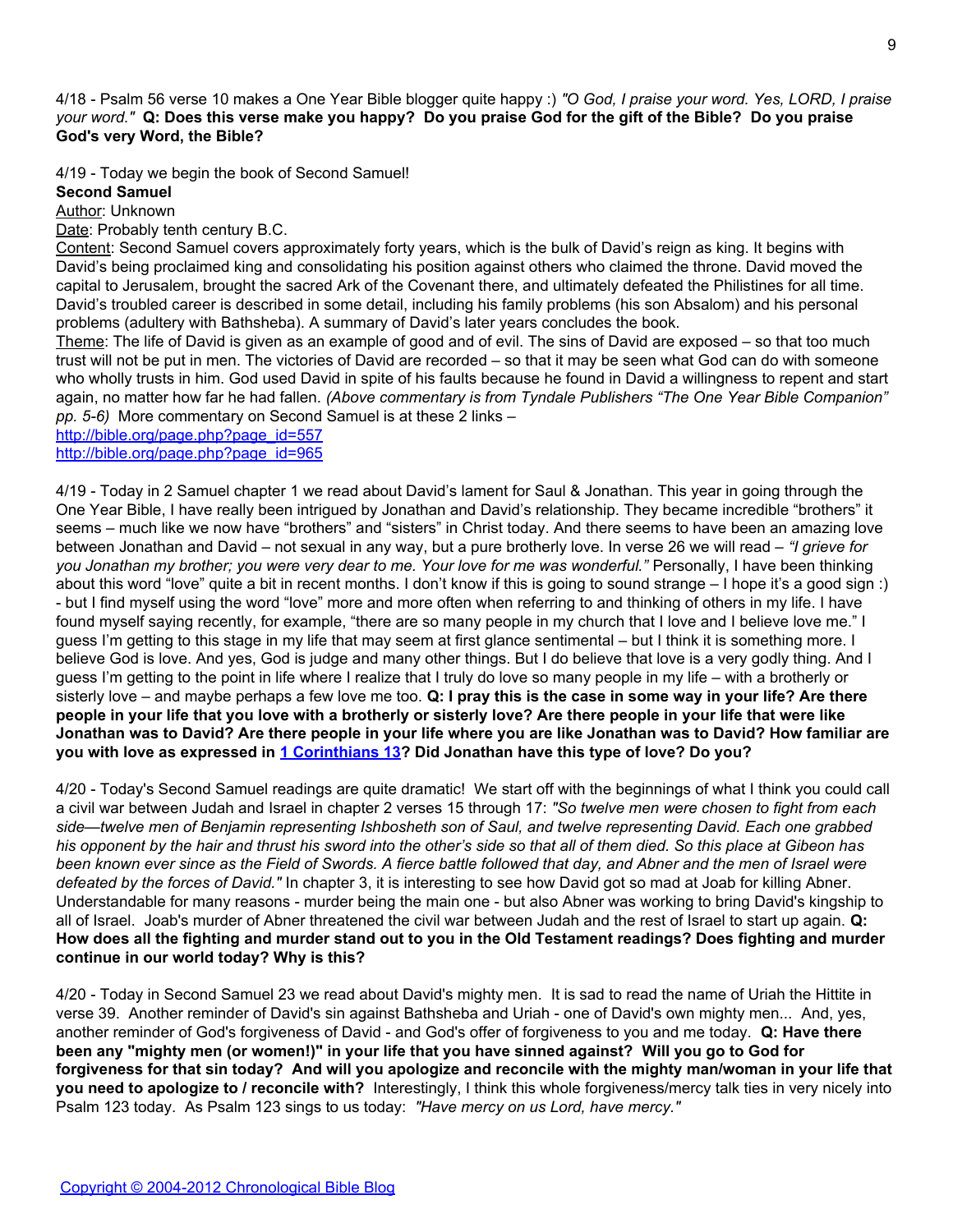4/18 - Psalm 56 verse 10 makes a One Year Bible blogger quite happy :) *"O God, I praise your word. Yes, LORD, I praise your word."* **Q: Does this verse make you happy? Do you praise God for the gift of the Bible? Do you praise God's very Word, the Bible?**

4/19 - Today we begin the book of Second Samuel!

**Second Samuel**

Author: Unknown

Date: Probably tenth century B.C.

Content: Second Samuel covers approximately forty years, which is the bulk of David's reign as king. It begins with David's being proclaimed king and consolidating his position against others who claimed the throne. David moved the capital to Jerusalem, brought the sacred Ark of the Covenant there, and ultimately defeated the Philistines for all time. David's troubled career is described in some detail, including his family problems (his son Absalom) and his personal problems (adultery with Bathsheba). A summary of David's later years concludes the book.

Theme: The life of David is given as an example of good and of evil. The sins of David are exposed – so that too much trust will not be put in men. The victories of David are recorded – so that it may be seen what God can do with someone who wholly trusts in him. God used David in spite of his faults because he found in David a willingness to repent and start again, no matter how far he had fallen. *(Above commentary is from Tyndale Publishers "The One Year Bible Companion" pp. 5-6)* More commentary on Second Samuel is at these 2 links –

http://bible.org/page.php?page_id=557

http://bible.org/page.php?page_id=965

4/19 - Today in 2 Samuel chapter 1 we read about David's lament for Saul & Jonathan. This year in going through the One Year Bible, I have really been intrigued by Jonathan and David's relationship. They became incredible "brothers" it seems – much like we now have "brothers" and "sisters" in Christ today. And there seems to have been an amazing love between Jonathan and David – not sexual in any way, but a pure brotherly love. In verse 26 we will read – *"I grieve for you Jonathan my brother; you were very dear to me. Your love for me was wonderful."* Personally, I have been thinking about this word "love" quite a bit in recent months. I don't know if this is going to sound strange – I hope it's a good sign :) - but I find myself using the word "love" more and more often when referring to and thinking of others in my life. I have found myself saying recently, for example, "there are so many people in my church that I love and I believe love me." I guess I'm getting to this stage in my life that may seem at first glance sentimental – but I think it is something more. I believe God is love. And yes, God is judge and many other things. But I do believe that love is a very godly thing. And I guess I'm getting to the point in life where I realize that I truly do love so many people in my life – with a brotherly or sisterly love – and maybe perhaps a few love me too. **Q: I pray this is the case in some way in your life? Are there people in your life that you love with a brotherly or sisterly love? Are there people in your life that were like Jonathan was to David? Are there people in your life where you are like Jonathan was to David? How familiar are you with love as expressed in 1 Corinthians 13? Did Jonathan have this type of love? Do you?**

4/20 - Today's Second Samuel readings are quite dramatic! We start off with the beginnings of what I think you could call a civil war between Judah and Israel in chapter 2 verses 15 through 17: *"So twelve men were chosen to fight from each side—twelve men of Benjamin representing Ishbosheth son of Saul, and twelve representing David. Each one grabbed his opponent by the hair and thrust his sword into the other's side so that all of them died. So this place at Gibeon has been known ever since as the Field of Swords. A fierce battle followed that day, and Abner and the men of Israel were defeated by the forces of David."* In chapter 3, it is interesting to see how David got so mad at Joab for killing Abner. Understandable for many reasons - murder being the main one - but also Abner was working to bring David's kingship to all of Israel. Joab's murder of Abner threatened the civil war between Judah and the rest of Israel to start up again. **Q: How does all the fighting and murder stand out to you in the Old Testament readings? Does fighting and murder continue in our world today? Why is this?**

4/20 - Today in Second Samuel 23 we read about David's mighty men. It is sad to read the name of Uriah the Hittite in verse 39. Another reminder of David's sin against Bathsheba and Uriah - one of David's own mighty men... And, yes, another reminder of God's forgiveness of David - and God's offer of forgiveness to you and me today. **Q: Have there been any "mighty men (or women!)" in your life that you have sinned against? Will you go to God for forgiveness for that sin today? And will you apologize and reconcile with the mighty man/woman in your life that you need to apologize to / reconcile with?** Interestingly, I think this whole forgiveness/mercy talk ties in very nicely into Psalm 123 today. As Psalm 123 sings to us today: *"Have mercy on us Lord, have mercy."*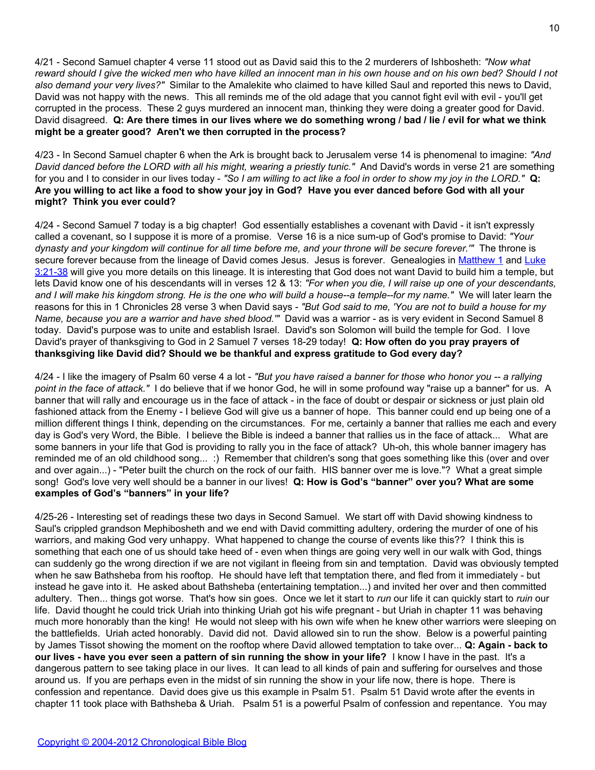4/21 - Second Samuel chapter 4 verse 11 stood out as David said this to the 2 murderers of Ishbosheth: *"Now what reward should I give the wicked men who have killed an innocent man in his own house and on his own bed? Should I not also demand your very lives?"* Similar to the Amalekite who claimed to have killed Saul and reported this news to David, David was not happy with the news. This all reminds me of the old adage that you cannot fight evil with evil - you'll get corrupted in the process. These 2 guys murdered an innocent man, thinking they were doing a greater good for David. David disagreed. **Q: Are there times in our lives where we do something wrong / bad / lie / evil for what we think might be a greater good? Aren't we then corrupted in the process?**

4/23 - In Second Samuel chapter 6 when the Ark is brought back to Jerusalem verse 14 is phenomenal to imagine: *"And David danced before the LORD with all his might, wearing a priestly tunic."* And David's words in verse 21 are something for you and I to consider in our lives today - *"So I am willing to act like a fool in order to show my joy in the LORD."* **Q: Are you willing to act like a food to show your joy in God? Have you ever danced before God with all your might? Think you ever could?**

4/24 - Second Samuel 7 today is a big chapter! God essentially establishes a covenant with David - it isn't expressly called a covenant, so I suppose it is more of a promise. Verse 16 is a nice sum-up of God's promise to David: *"Your dynasty and your kingdom will continue for all time before me, and your throne will be secure forever.'"* The throne is secure forever because from the lineage of David comes Jesus. Jesus is forever. Genealogies in [Matthew 1](#) and [Luke 3:21-38](#) will give you more details on this lineage. It is interesting that God does not want David to build him a temple, but lets David know one of his descendants will in verses 12 & 13: *"For when you die, I will raise up one of your descendants, and I will make his kingdom strong. He is the one who will build a house--a temple--for my name."* We will later learn the reasons for this in 1 Chronicles 28 verse 3 when David says - *"But God said to me, 'You are not to build a house for my Name, because you are a warrior and have shed blood.'"* David was a warrior - as is very evident in Second Samuel 8 today. David's purpose was to unite and establish Israel. David's son Solomon will build the temple for God. I love David's prayer of thanksgiving to God in 2 Samuel 7 verses 18-29 today! **Q: How often do you pray prayers of thanksgiving like David did? Should we be thankful and express gratitude to God every day?**

4/24 - I like the imagery of Psalm 60 verse 4 a lot - *"But you have raised a banner for those who honor you -- a rallying point in the face of attack."* I do believe that if we honor God, he will in some profound way "raise up a banner" for us. A banner that will rally and encourage us in the face of attack - in the face of doubt or despair or sickness or just plain old fashioned attack from the Enemy - I believe God will give us a banner of hope. This banner could end up being one of a million different things I think, depending on the circumstances. For me, certainly a banner that rallies me each and every day is God's very Word, the Bible. I believe the Bible is indeed a banner that rallies us in the face of attack... What are some banners in your life that God is providing to rally you in the face of attack? Uh-oh, this whole banner imagery has reminded me of an old childhood song... :) Remember that children's song that goes something like this (over and over and over again...) - "Peter built the church on the rock of our faith. HIS banner over me is love."? What a great simple song! God's love very well should be a banner in our lives! **Q: How is God's "banner" over you? What are some examples of God's "banners" in your life?**

4/25-26 - Interesting set of readings these two days in Second Samuel. We start off with David showing kindness to Saul's crippled grandson Mephibosheth and we end with David committing adultery, ordering the murder of one of his warriors, and making God very unhappy. What happened to change the course of events like this?? I think this is something that each one of us should take heed of - even when things are going very well in our walk with God, things can suddenly go the wrong direction if we are not vigilant in fleeing from sin and temptation. David was obviously tempted when he saw Bathsheba from his rooftop. He should have left that temptation there, and fled from it immediately - but instead he gave into it. He asked about Bathsheba (entertaining temptation...) and invited her over and then committed adultery. Then... things got worse. That's how sin goes. Once we let it start to *run* our life it can quickly start to *ruin* our life. David thought he could trick Uriah into thinking Uriah got his wife pregnant - but Uriah in chapter 11 was behaving much more honorably than the king! He would not sleep with his own wife when he knew other warriors were sleeping on the battlefields. Uriah acted honorably. David did not. David allowed sin to run the show. Below is a powerful painting by James Tissot showing the moment on the rooftop where David allowed temptation to take over... **Q: Again - back to our lives - have you ever seen a pattern of sin running the show in your life?** I know I have in the past. It's a dangerous pattern to see taking place in our lives. It can lead to all kinds of pain and suffering for ourselves and those around us. If you are perhaps even in the midst of sin running the show in your life now, there is hope. There is confession and repentance. David does give us this example in Psalm 51. Psalm 51 David wrote after the events in chapter 11 took place with Bathsheba & Uriah. Psalm 51 is a powerful Psalm of confession and repentance. You may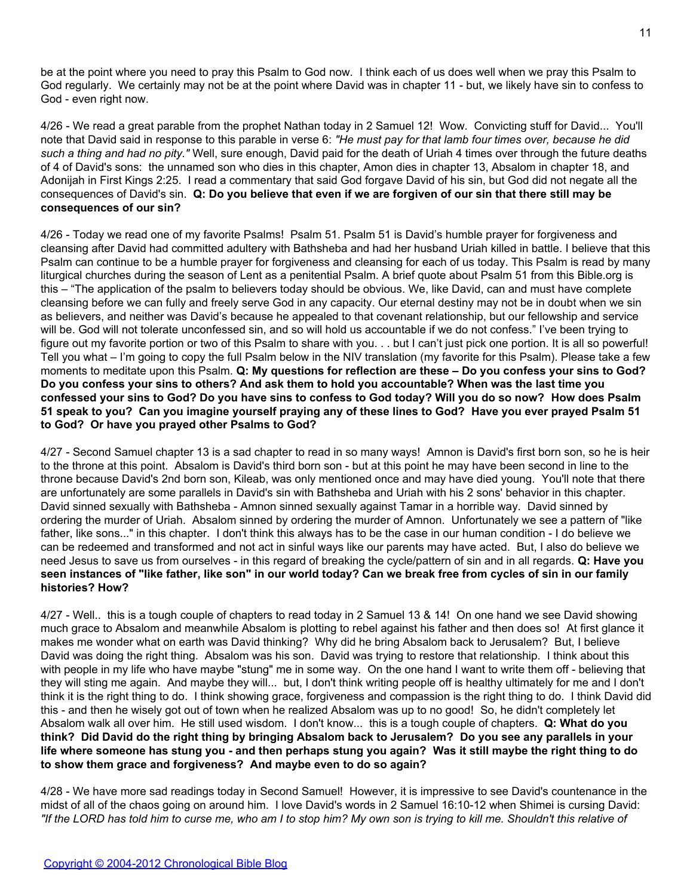be at the point where you need to pray this Psalm to God now. I think each of us does well when we pray this Psalm to God regularly. We certainly may not be at the point where David was in chapter 11 - but, we likely have sin to confess to God - even right now.

4/26 - We read a great parable from the prophet Nathan today in 2 Samuel 12! Wow. Convicting stuff for David... You'll note that David said in response to this parable in verse 6: *"He must pay for that lamb four times over, because he did such a thing and had no pity."* Well, sure enough, David paid for the death of Uriah 4 times over through the future deaths of 4 of David's sons: the unnamed son who dies in this chapter, Amon dies in chapter 13, Absalom in chapter 18, and Adonijah in First Kings 2:25. I read a commentary that said God forgave David of his sin, but God did not negate all the consequences of David's sin. **Q: Do you believe that even if we are forgiven of our sin that there still may be consequences of our sin?**

4/26 - Today we read one of my favorite Psalms! Psalm 51. Psalm 51 is David's humble prayer for forgiveness and cleansing after David had committed adultery with Bathsheba and had her husband Uriah killed in battle. I believe that this Psalm can continue to be a humble prayer for forgiveness and cleansing for each of us today. This Psalm is read by many liturgical churches during the season of Lent as a penitential Psalm. A brief quote about Psalm 51 from this Bible.org is this – "The application of the psalm to believers today should be obvious. We, like David, can and must have complete cleansing before we can fully and freely serve God in any capacity. Our eternal destiny may not be in doubt when we sin as believers, and neither was David's because he appealed to that covenant relationship, but our fellowship and service will be. God will not tolerate unconfessed sin, and so will hold us accountable if we do not confess." I've been trying to figure out my favorite portion or two of this Psalm to share with you. . . but I can't just pick one portion. It is all so powerful! Tell you what – I'm going to copy the full Psalm below in the NIV translation (my favorite for this Psalm). Please take a few moments to meditate upon this Psalm. **Q: My questions for reflection are these – Do you confess your sins to God? Do you confess your sins to others? And ask them to hold you accountable? When was the last time you confessed your sins to God? Do you have sins to confess to God today? Will you do so now? How does Psalm 51 speak to you? Can you imagine yourself praying any of these lines to God? Have you ever prayed Psalm 51 to God? Or have you prayed other Psalms to God?**

4/27 - Second Samuel chapter 13 is a sad chapter to read in so many ways! Amnon is David's first born son, so he is heir to the throne at this point. Absalom is David's third born son - but at this point he may have been second in line to the throne because David's 2nd born son, Kileab, was only mentioned once and may have died young. You'll note that there are unfortunately are some parallels in David's sin with Bathsheba and Uriah with his 2 sons' behavior in this chapter. David sinned sexually with Bathsheba - Amnon sinned sexually against Tamar in a horrible way. David sinned by ordering the murder of Uriah. Absalom sinned by ordering the murder of Amnon. Unfortunately we see a pattern of "like father, like sons..." in this chapter. I don't think this always has to be the case in our human condition - I do believe we can be redeemed and transformed and not act in sinful ways like our parents may have acted. But, I also do believe we need Jesus to save us from ourselves - in this regard of breaking the cycle/pattern of sin and in all regards. **Q: Have you seen instances of "like father, like son" in our world today? Can we break free from cycles of sin in our family histories? How?**

4/27 - Well.. this is a tough couple of chapters to read today in 2 Samuel 13 & 14! On one hand we see David showing much grace to Absalom and meanwhile Absalom is plotting to rebel against his father and then does so! At first glance it makes me wonder what on earth was David thinking? Why did he bring Absalom back to Jerusalem? But, I believe David was doing the right thing. Absalom was his son. David was trying to restore that relationship. I think about this with people in my life who have maybe "stung" me in some way. On the one hand I want to write them off - believing that they will sting me again. And maybe they will... but, I don't think writing people off is healthy ultimately for me and I don't think it is the right thing to do. I think showing grace, forgiveness and compassion is the right thing to do. I think David did this - and then he wisely got out of town when he realized Absalom was up to no good! So, he didn't completely let Absalom walk all over him. He still used wisdom. I don't know... this is a tough couple of chapters. **Q: What do you think? Did David do the right thing by bringing Absalom back to Jerusalem? Do you see any parallels in your life where someone has stung you - and then perhaps stung you again? Was it still maybe the right thing to do to show them grace and forgiveness? And maybe even to do so again?**

4/28 - We have more sad readings today in Second Samuel! However, it is impressive to see David's countenance in the midst of all of the chaos going on around him. I love David's words in 2 Samuel 16:10-12 when Shimei is cursing David: *"If the LORD has told him to curse me, who am I to stop him? My own son is trying to kill me. Shouldn't this relative of*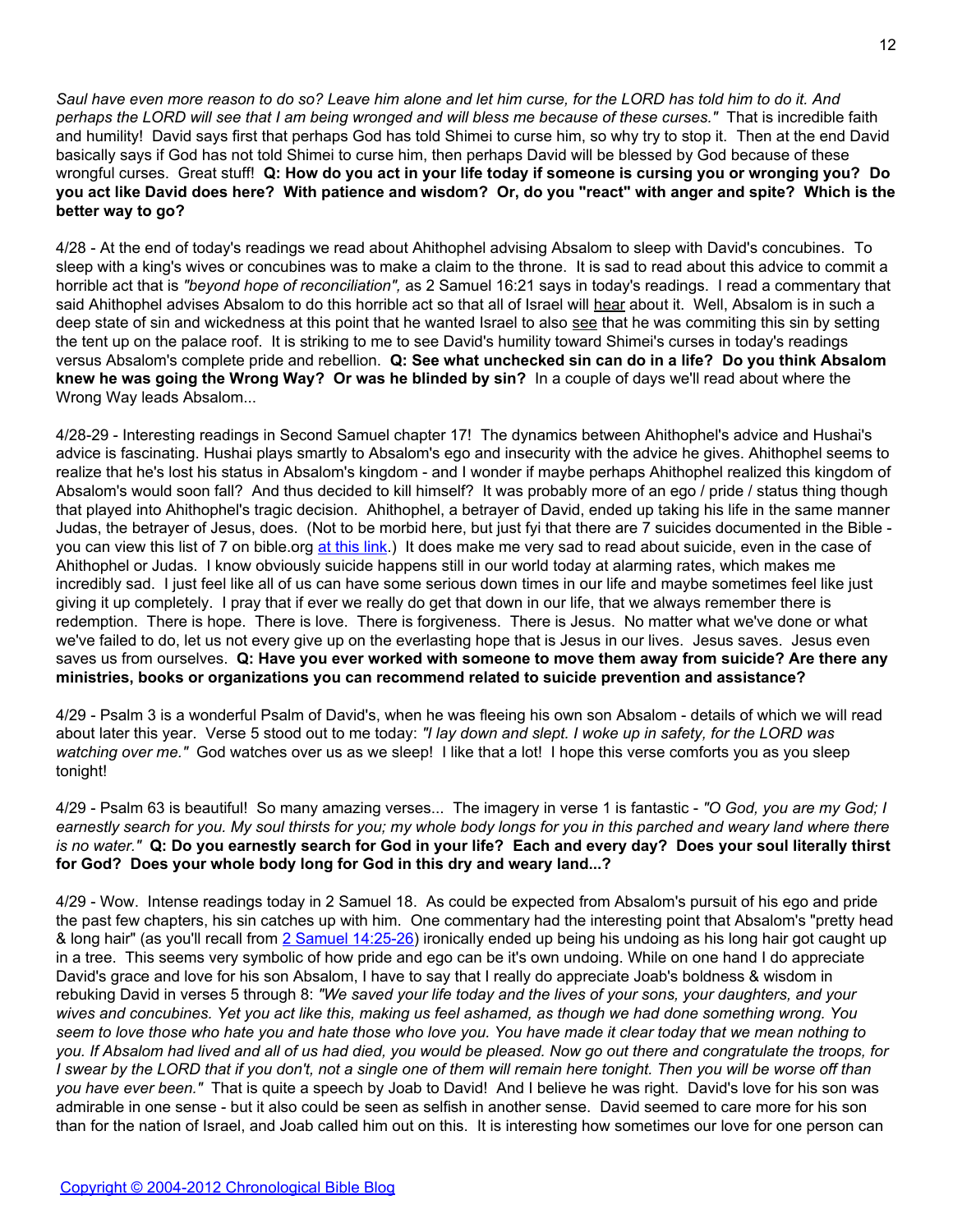*Saul have even more reason to do so? Leave him alone and let him curse, for the LORD has told him to do it. And perhaps the LORD will see that I am being wronged and will bless me because of these curses."* That is incredible faith and humility! David says first that perhaps God has told Shimei to curse him, so why try to stop it. Then at the end David basically says if God has not told Shimei to curse him, then perhaps David will be blessed by God because of these wrongful curses. Great stuff! **Q: How do you act in your life today if someone is cursing you or wronging you? Do you act like David does here? With patience and wisdom? Or, do you "react" with anger and spite? Which is the better way to go?**

4/28 - At the end of today's readings we read about Ahithophel advising Absalom to sleep with David's concubines. To sleep with a king's wives or concubines was to make a claim to the throne. It is sad to read about this advice to commit a horrible act that is *"beyond hope of reconciliation",* as 2 Samuel 16:21 says in today's readings. I read a commentary that said Ahithophel advises Absalom to do this horrible act so that all of Israel will <u>hear</u> about it. Well, Absalom is in such a deep state of sin and wickedness at this point that he wanted Israel to also <u>see</u> that he was commiting this sin by setting the tent up on the palace roof. It is striking to me to see David's humility toward Shimei's curses in today's readings versus Absalom's complete pride and rebellion. **Q: See what unchecked sin can do in a life? Do you think Absalom knew he was going the Wrong Way? Or was he blinded by sin?** In a couple of days we'll read about where the Wrong Way leads Absalom...

4/28-29 - Interesting readings in Second Samuel chapter 17! The dynamics between Ahithophel's advice and Hushai's advice is fascinating. Hushai plays smartly to Absalom's ego and insecurity with the advice he gives. Ahithophel seems to realize that he's lost his status in Absalom's kingdom - and I wonder if maybe perhaps Ahithophel realized this kingdom of Absalom's would soon fall? And thus decided to kill himself? It was probably more of an ego / pride / status thing though that played into Ahithophel's tragic decision. Ahithophel, a betrayer of David, ended up taking his life in the same manner Judas, the betrayer of Jesus, does. (Not to be morbid here, but just fyi that there are 7 suicides documented in the Bible - you can view this list of 7 on bible.org [at this link](at this link).) It does make me very sad to read about suicide, even in the case of Ahithophel or Judas. I know obviously suicide happens still in our world today at alarming rates, which makes me incredibly sad. I just feel like all of us can have some serious down times in our life and maybe sometimes feel like just giving it up completely. I pray that if ever we really do get that down in our life, that we always remember there is redemption. There is hope. There is love. There is forgiveness. There is Jesus. No matter what we've done or what we've failed to do, let us not every give up on the everlasting hope that is Jesus in our lives. Jesus saves. Jesus even saves us from ourselves. **Q: Have you ever worked with someone to move them away from suicide? Are there any ministries, books or organizations you can recommend related to suicide prevention and assistance?**

4/29 - Psalm 3 is a wonderful Psalm of David's, when he was fleeing his own son Absalom - details of which we will read about later this year. Verse 5 stood out to me today: *"I lay down and slept. I woke up in safety, for the LORD was watching over me."* God watches over us as we sleep! I like that a lot! I hope this verse comforts you as you sleep tonight!

4/29 - Psalm 63 is beautiful! So many amazing verses... The imagery in verse 1 is fantastic - *"O God, you are my God; I earnestly search for you. My soul thirsts for you; my whole body longs for you in this parched and weary land where there is no water."* **Q: Do you earnestly search for God in your life? Each and every day? Does your soul literally thirst for God? Does your whole body long for God in this dry and weary land...?**

4/29 - Wow. Intense readings today in 2 Samuel 18. As could be expected from Absalom's pursuit of his ego and pride the past few chapters, his sin catches up with him. One commentary had the interesting point that Absalom's "pretty head & long hair" (as you'll recall from [2 Samuel 14:25-26](2 Samuel 14:25-26)) ironically ended up being his undoing as his long hair got caught up in a tree. This seems very symbolic of how pride and ego can be it's own undoing. While on one hand I do appreciate David's grace and love for his son Absalom, I have to say that I really do appreciate Joab's boldness & wisdom in rebuking David in verses 5 through 8: *"We saved your life today and the lives of your sons, your daughters, and your wives and concubines. Yet you act like this, making us feel ashamed, as though we had done something wrong. You seem to love those who hate you and hate those who love you. You have made it clear today that we mean nothing to you. If Absalom had lived and all of us had died, you would be pleased. Now go out there and congratulate the troops, for I swear by the LORD that if you don't, not a single one of them will remain here tonight. Then you will be worse off than you have ever been."* That is quite a speech by Joab to David! And I believe he was right. David's love for his son was admirable in one sense - but it also could be seen as selfish in another sense. David seemed to care more for his son than for the nation of Israel, and Joab called him out on this. It is interesting how sometimes our love for one person can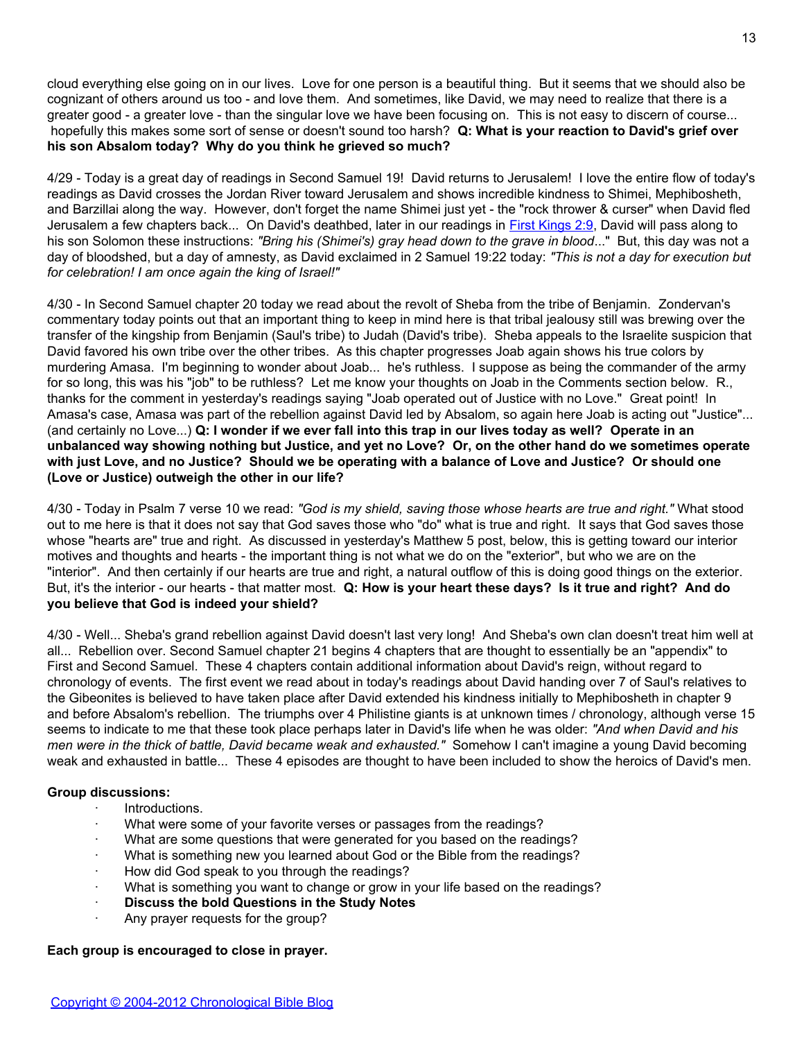cloud everything else going on in our lives. Love for one person is a beautiful thing. But it seems that we should also be cognizant of others around us too - and love them. And sometimes, like David, we may need to realize that there is a greater good - a greater love - than the singular love we have been focusing on. This is not easy to discern of course... hopefully this makes some sort of sense or doesn't sound too harsh? **Q: What is your reaction to David's grief over his son Absalom today? Why do you think he grieved so much?**

4/29 - Today is a great day of readings in Second Samuel 19! David returns to Jerusalem! I love the entire flow of today's readings as David crosses the Jordan River toward Jerusalem and shows incredible kindness to Shimei, Mephibosheth, and Barzillai along the way. However, don't forget the name Shimei just yet - the "rock thrower & curser" when David fled Jerusalem a few chapters back... On David's deathbed, later in our readings in First Kings 2:9, David will pass along to his son Solomon these instructions: *"Bring his (Shimei's) gray head down to the grave in blood*..." But, this day was not a day of bloodshed, but a day of amnesty, as David exclaimed in 2 Samuel 19:22 today: *"This is not a day for execution but for celebration! I am once again the king of Israel!"*

4/30 - In Second Samuel chapter 20 today we read about the revolt of Sheba from the tribe of Benjamin. Zondervan's commentary today points out that an important thing to keep in mind here is that tribal jealousy still was brewing over the transfer of the kingship from Benjamin (Saul's tribe) to Judah (David's tribe). Sheba appeals to the Israelite suspicion that David favored his own tribe over the other tribes. As this chapter progresses Joab again shows his true colors by murdering Amasa. I'm beginning to wonder about Joab... he's ruthless. I suppose as being the commander of the army for so long, this was his "job" to be ruthless? Let me know your thoughts on Joab in the Comments section below. R., thanks for the comment in yesterday's readings saying "Joab operated out of Justice with no Love." Great point! In Amasa's case, Amasa was part of the rebellion against David led by Absalom, so again here Joab is acting out "Justice"... (and certainly no Love...) **Q: I wonder if we ever fall into this trap in our lives today as well? Operate in an unbalanced way showing nothing but Justice, and yet no Love? Or, on the other hand do we sometimes operate with just Love, and no Justice? Should we be operating with a balance of Love and Justice? Or should one (Love or Justice) outweigh the other in our life?**

4/30 - Today in Psalm 7 verse 10 we read: *"God is my shield, saving those whose hearts are true and right."* What stood out to me here is that it does not say that God saves those who "do" what is true and right. It says that God saves those whose "hearts are" true and right. As discussed in yesterday's Matthew 5 post, below, this is getting toward our interior motives and thoughts and hearts - the important thing is not what we do on the "exterior", but who we are on the "interior". And then certainly if our hearts are true and right, a natural outflow of this is doing good things on the exterior. But, it's the interior - our hearts - that matter most. **Q: How is your heart these days? Is it true and right? And do you believe that God is indeed your shield?**

4/30 - Well... Sheba's grand rebellion against David doesn't last very long! And Sheba's own clan doesn't treat him well at all... Rebellion over. Second Samuel chapter 21 begins 4 chapters that are thought to essentially be an "appendix" to First and Second Samuel. These 4 chapters contain additional information about David's reign, without regard to chronology of events. The first event we read about in today's readings about David handing over 7 of Saul's relatives to the Gibeonites is believed to have taken place after David extended his kindness initially to Mephibosheth in chapter 9 and before Absalom's rebellion. The triumphs over 4 Philistine giants is at unknown times / chronology, although verse 15 seems to indicate to me that these took place perhaps later in David's life when he was older: *"And when David and his men were in the thick of battle, David became weak and exhausted."* Somehow I can't imagine a young David becoming weak and exhausted in battle... These 4 episodes are thought to have been included to show the heroics of David's men.

**Group discussions:**

- Introductions.
- What were some of your favorite verses or passages from the readings?
- What are some questions that were generated for you based on the readings?
- What is something new you learned about God or the Bible from the readings?
- How did God speak to you through the readings?
- What is something you want to change or grow in your life based on the readings?
- **Discuss the bold Questions in the Study Notes**
- Any prayer requests for the group?

**Each group is encouraged to close in prayer.**

Copyright © 2004-2012 Chronological Bible Blog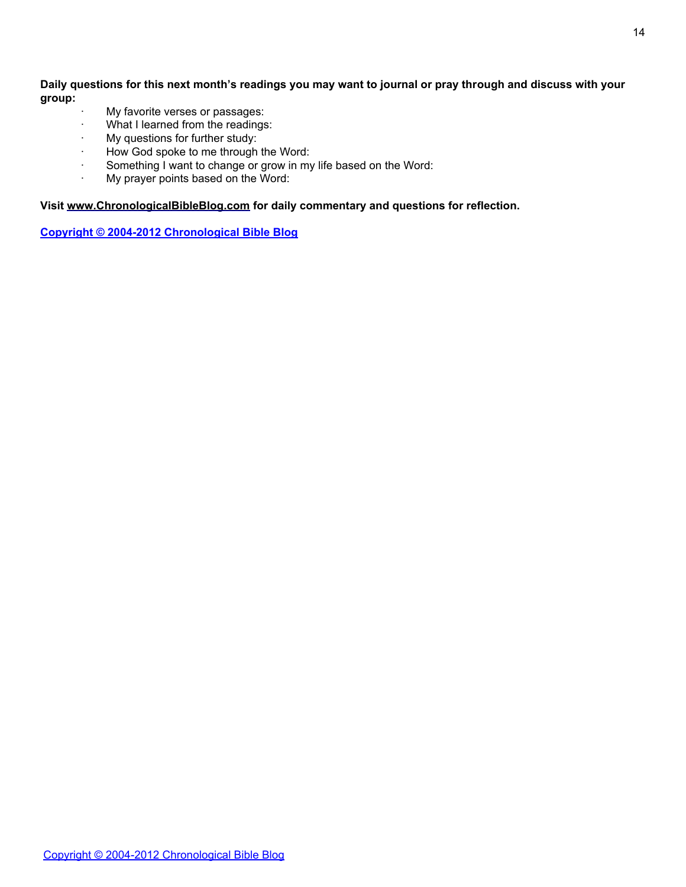**Daily questions for this next month's readings you may want to journal or pray through and discuss with your group:**

- My favorite verses or passages:
- What I learned from the readings:
- My questions for further study:
- How God spoke to me through the Word:
- Something I want to change or grow in my life based on the Word:
- My prayer points based on the Word:

**Visit www.ChronologicalBibleBlog.com for daily commentary and questions for reflection.**

**Copyright © 2004-2012 Chronological Bible Blog**